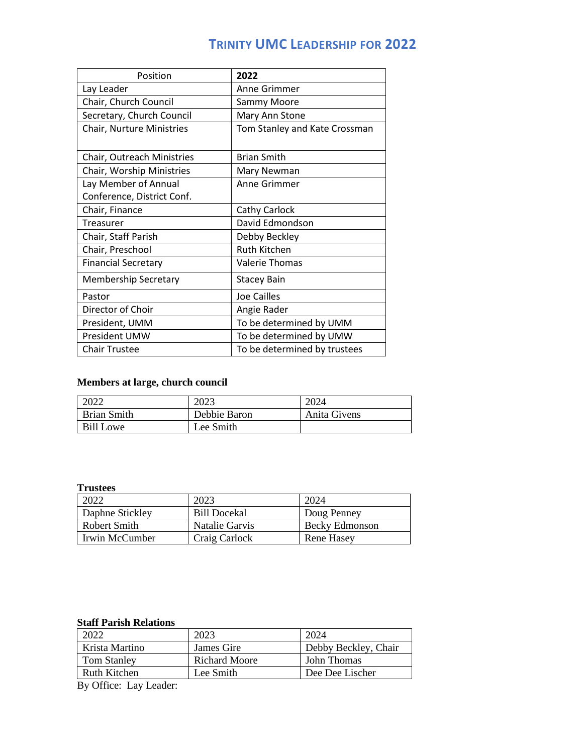# TRINITY UMC LEADERSHIP FOR 2022

| Position | **2022** |
|---|---|
| Lay Leader | Anne Grimmer |
| Chair, Church Council | Sammy Moore |
| Secretary, Church Council | Mary Ann Stone |
| Chair, Nurture Ministries | Tom Stanley and Kate Crossman |
| Chair, Outreach Ministries | Brian Smith |
| Chair, Worship Ministries | Mary Newman |
| Lay Member of Annual Conference, District Conf. | Anne Grimmer |
| Chair, Finance | Cathy Carlock |
| Treasurer | David Edmondson |
| Chair, Staff Parish | Debby Beckley |
| Chair, Preschool | Ruth Kitchen |
| Financial Secretary | Valerie Thomas |
| Membership Secretary | Stacey Bain |
| Pastor | Joe Cailles |
| Director of Choir | Angie Rader |
| President, UMM | To be determined by UMM |
| President UMW | To be determined by UMW |
| Chair Trustee | To be determined by trustees |

**Members at large, church council**

| 2022 | 2023 | 2024 |
|---|---|---|
| Brian Smith | Debbie Baron | Anita Givens |
| Bill Lowe | Lee Smith | |

**Trustees**

| 2022 | 2023 | 2024 |
|---|---|---|
| Daphne Stickley | Bill Docekal | Doug Penney |
| Robert Smith | Natalie Garvis | Becky Edmonson |
| Irwin McCumber | Craig Carlock | Rene Hasey |

**Staff Parish Relations**

| 2022 | 2023 | 2024 |
|---|---|---|
| Krista Martino | James Gire | Debby Beckley, Chair |
| Tom Stanley | Richard Moore | John Thomas |
| Ruth Kitchen | Lee Smith | Dee Dee Lischer |

By Office: Lay Leader: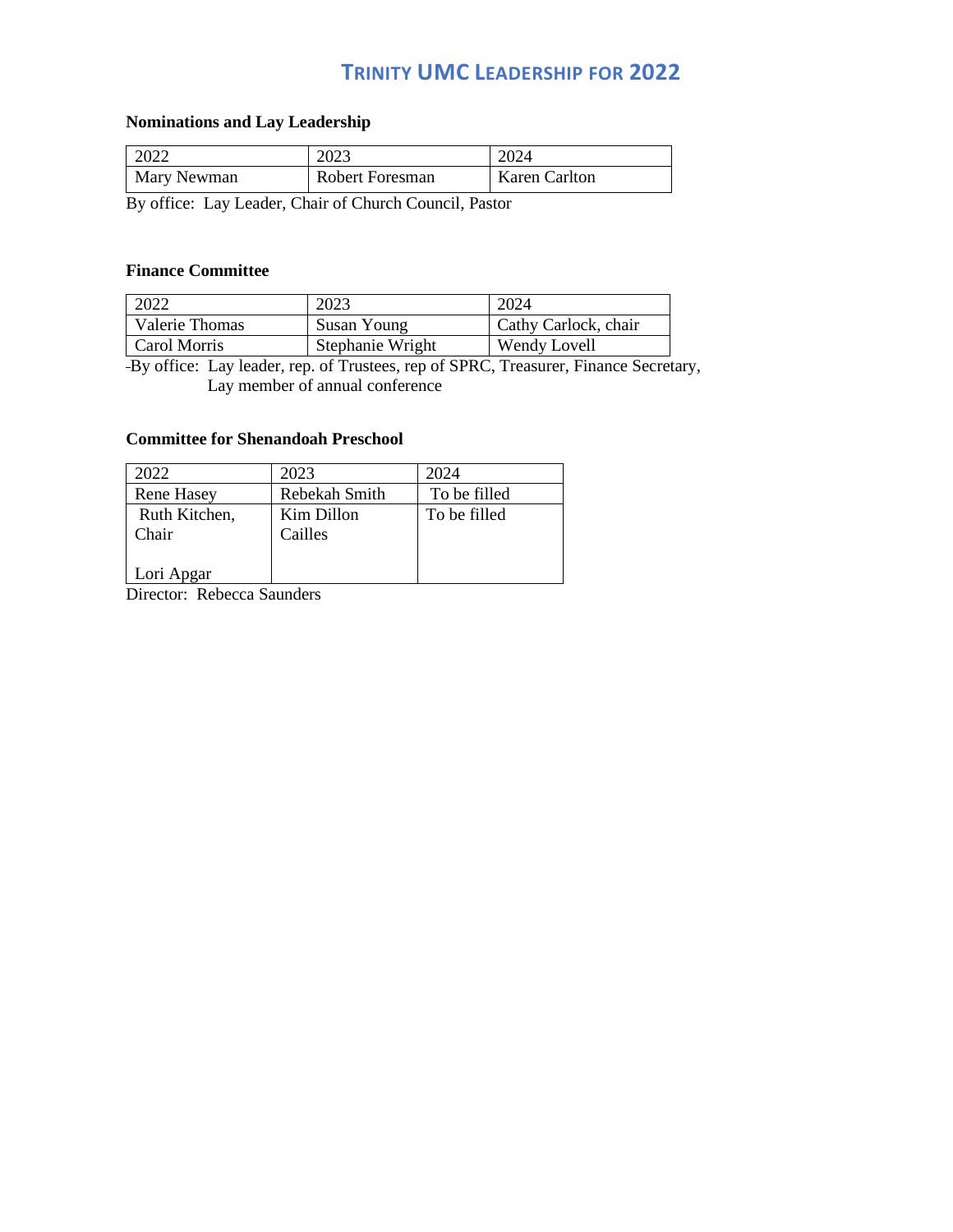# TRINITY UMC LEADERSHIP FOR 2022

**Nominations and Lay Leadership**

| 2022 | 2023 | 2024 |
|---|---|---|
| Mary Newman | Robert Foresman | Karen Carlton |

By office: Lay Leader, Chair of Church Council, Pastor

**Finance Committee**

| 2022 | 2023 | 2024 |
|---|---|---|
| Valerie Thomas | Susan Young | Cathy Carlock, chair |
| Carol Morris | Stephanie Wright | Wendy Lovell |

By office: Lay leader, rep. of Trustees, rep of SPRC, Treasurer, Finance Secretary, Lay member of annual conference

**Committee for Shenandoah Preschool**

| 2022 | 2023 | 2024 |
|---|---|---|
| Rene Hasey | Rebekah Smith | To be filled |
| Ruth Kitchen, Chair<br><br>Lori Apgar | Kim Dillon Cailles | To be filled |

Director: Rebecca Saunders